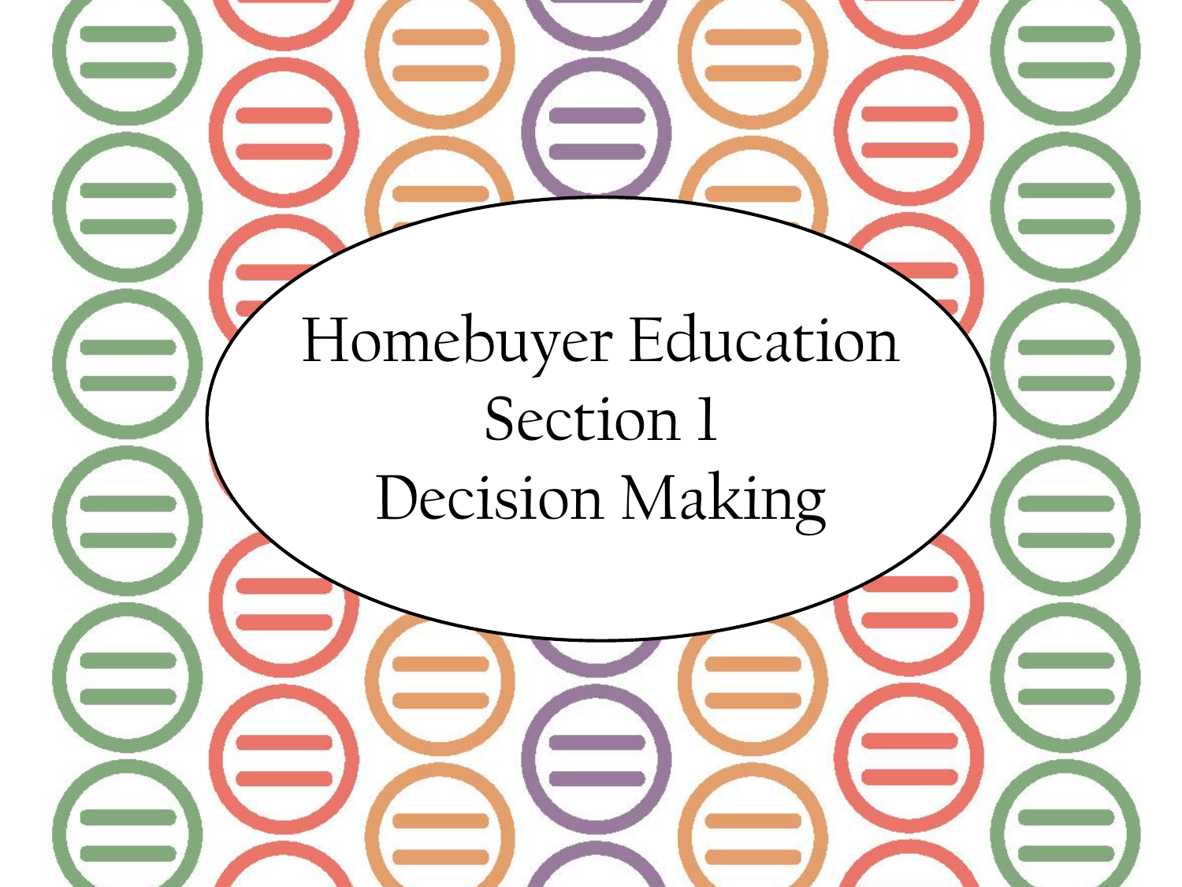# Homebuyer Education

## Section 1

## Decision Making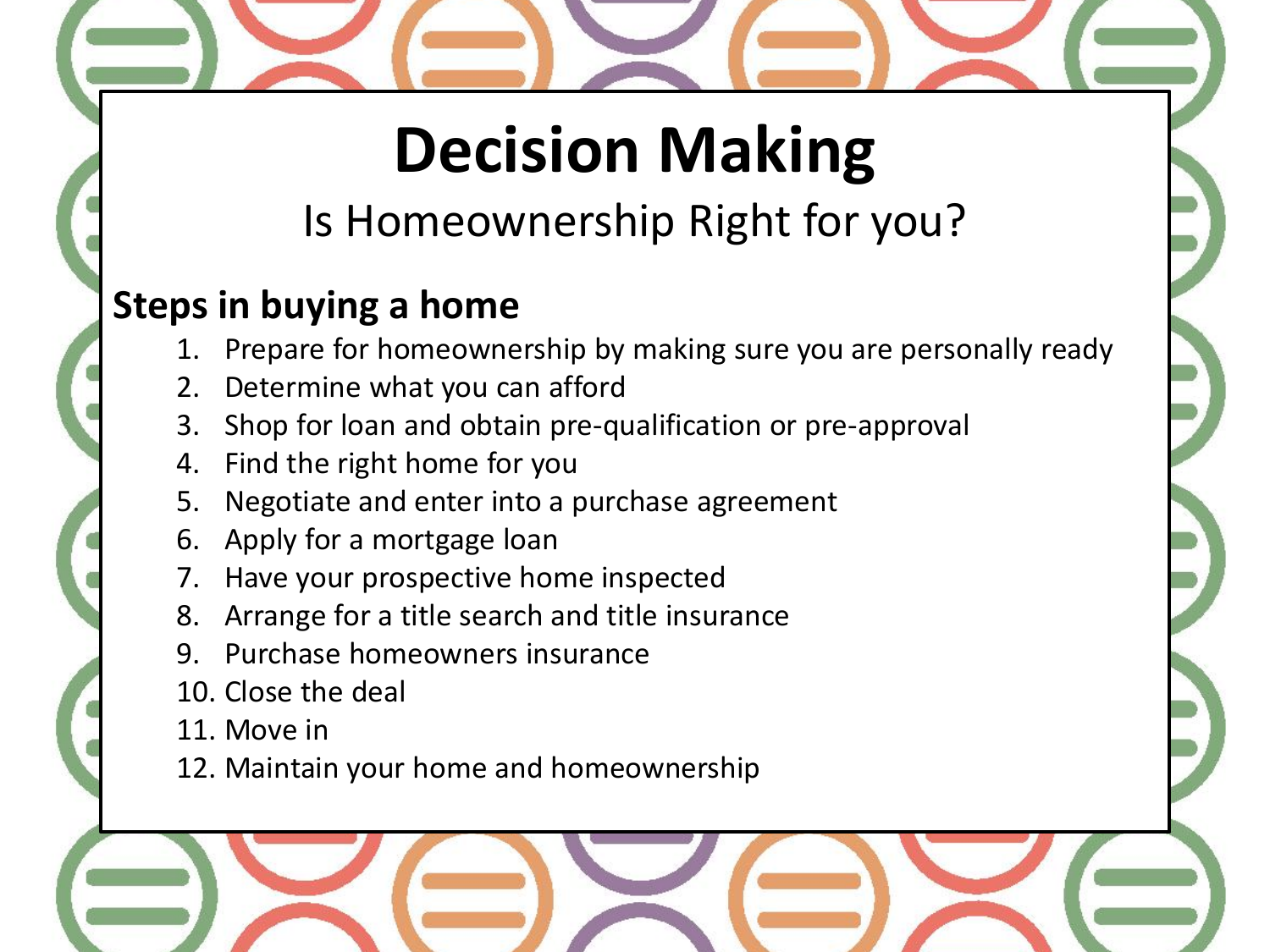# Decision Making

## Is Homeownership Right for you?

### Steps in buying a home

1. Prepare for homeownership by making sure you are personally ready
2. Determine what you can afford
3. Shop for loan and obtain pre-qualification or pre-approval
4. Find the right home for you
5. Negotiate and enter into a purchase agreement
6. Apply for a mortgage loan
7. Have your prospective home inspected
8. Arrange for a title search and title insurance
9. Purchase homeowners insurance
10. Close the deal
11. Move in
12. Maintain your home and homeownership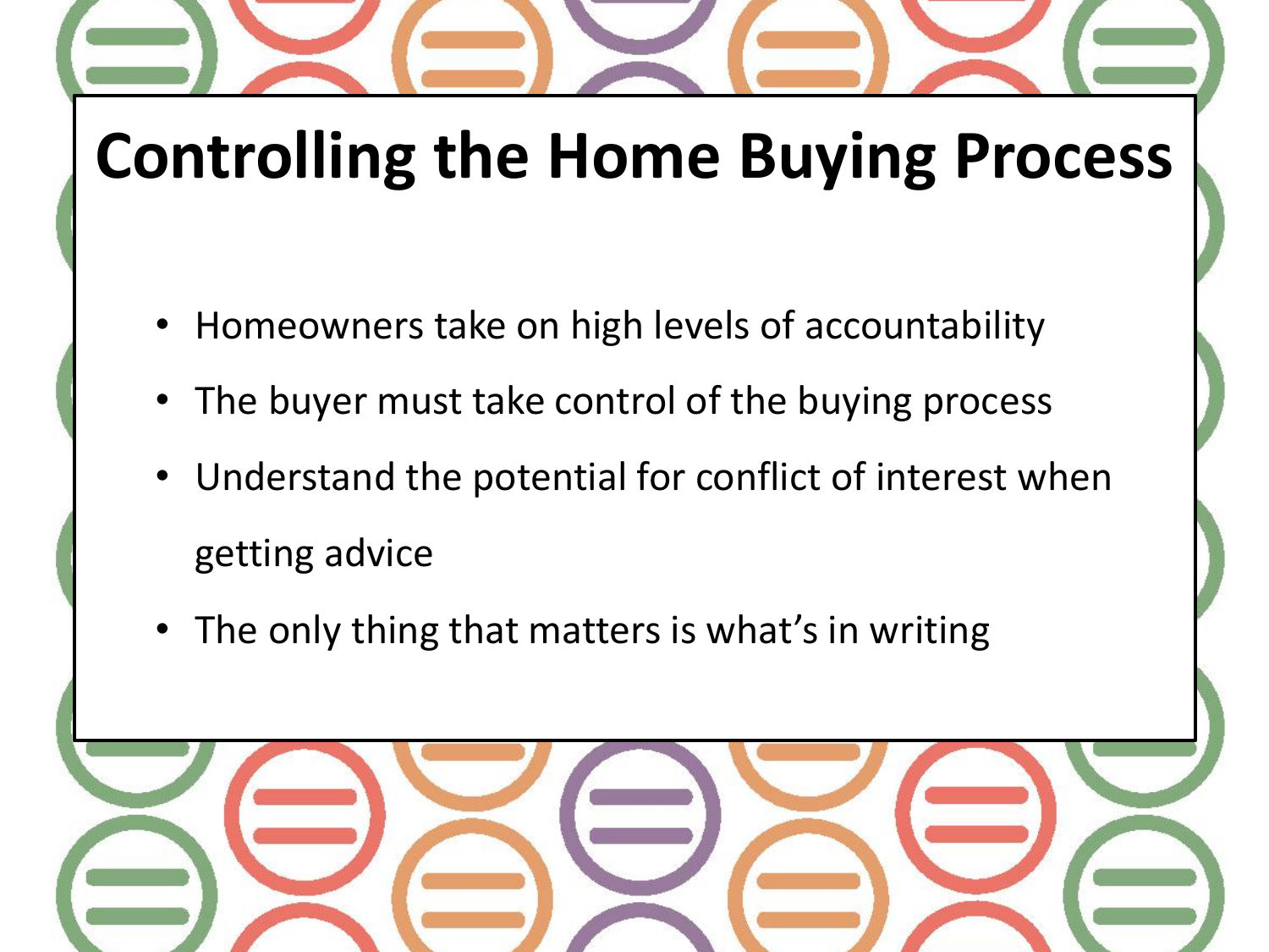# Controlling the Home Buying Process

- Homeowners take on high levels of accountability
- The buyer must take control of the buying process
- Understand the potential for conflict of interest when getting advice
- The only thing that matters is what's in writing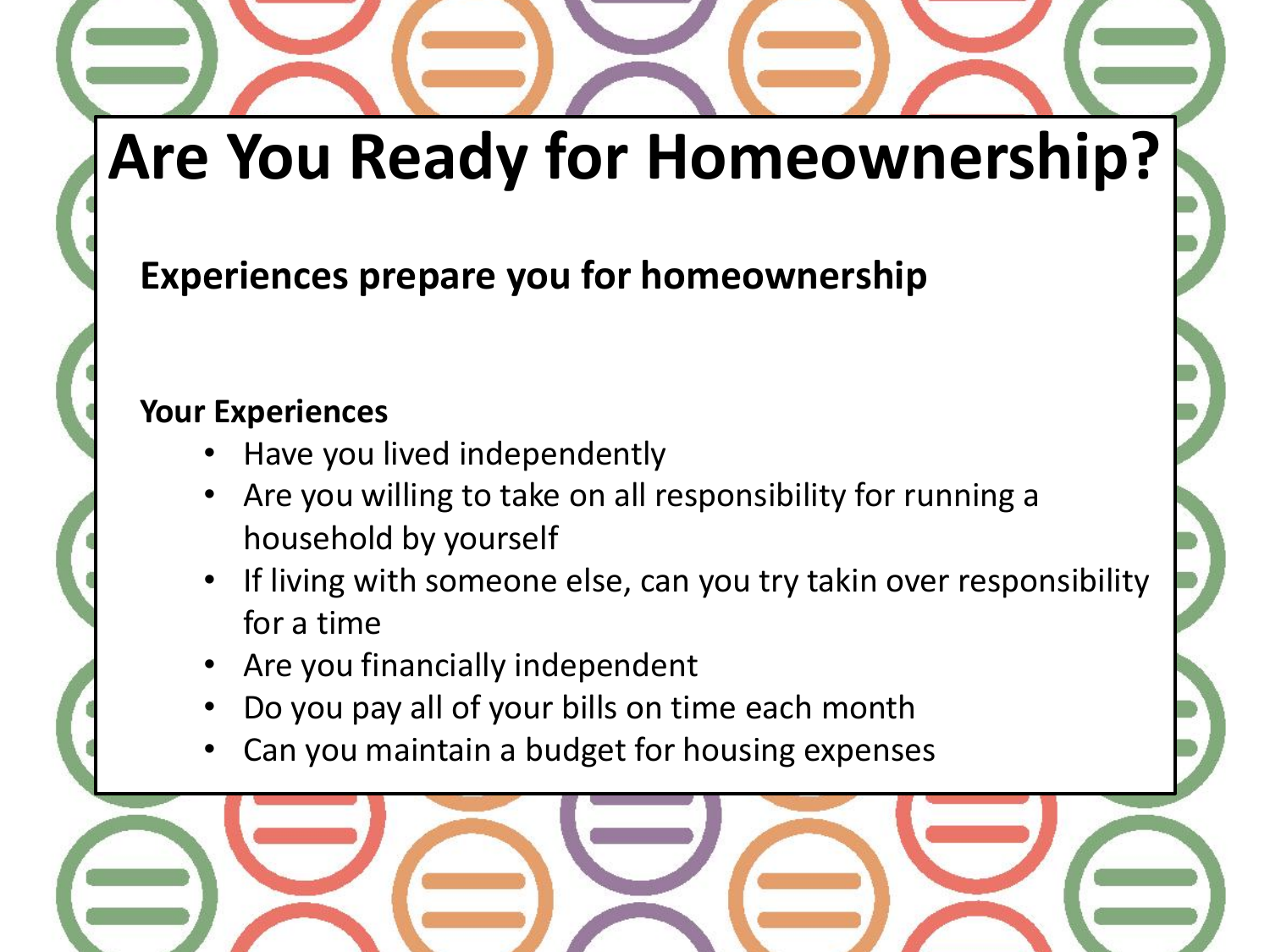# Are You Ready for Homeownership?

**Experiences prepare you for homeownership**

**Your Experiences**

- Have you lived independently
- Are you willing to take on all responsibility for running a household by yourself
- If living with someone else, can you try takin over responsibility for a time
- Are you financially independent
- Do you pay all of your bills on time each month
- Can you maintain a budget for housing expenses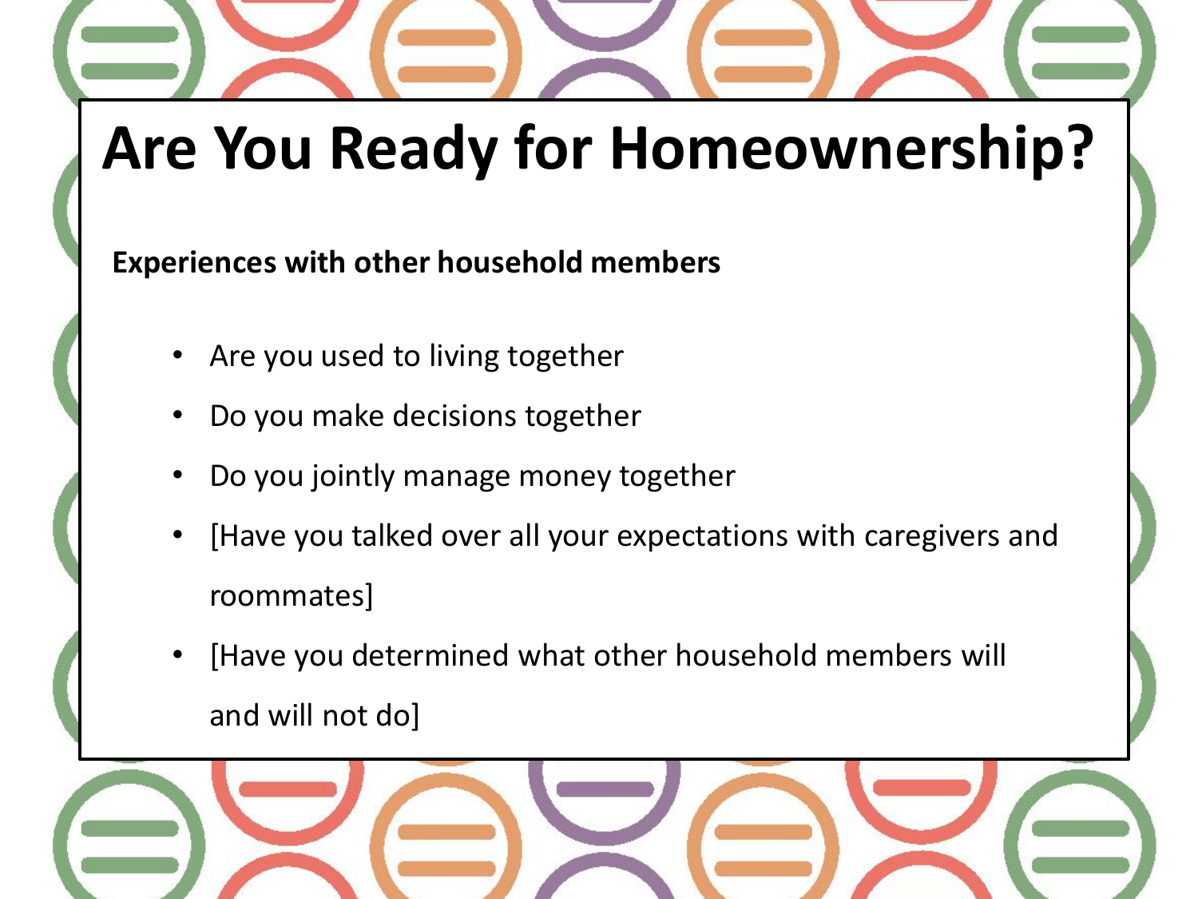# Are You Ready for Homeownership?

**Experiences with other household members**

- Are you used to living together
- Do you make decisions together
- Do you jointly manage money together
- [Have you talked over all your expectations with caregivers and roommates]
- [Have you determined what other household members will and will not do]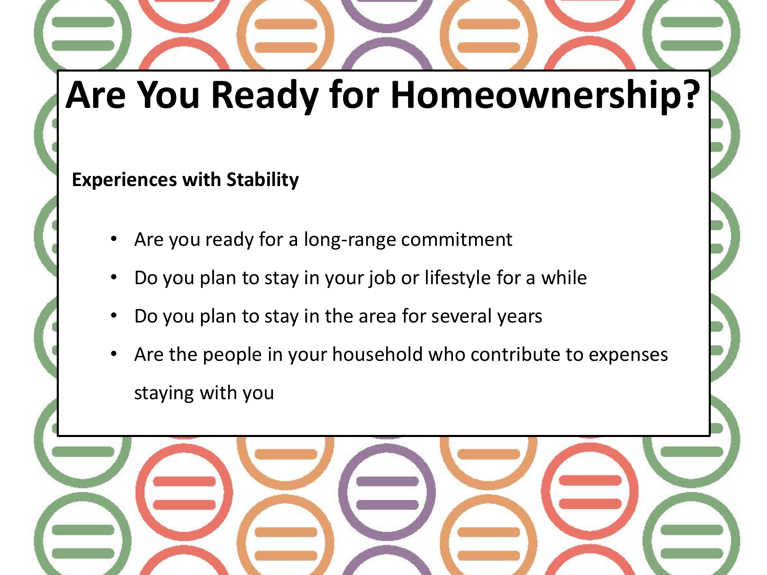# Are You Ready for Homeownership?

**Experiences with Stability**

- Are you ready for a long-range commitment
- Do you plan to stay in your job or lifestyle for a while
- Do you plan to stay in the area for several years
- Are the people in your household who contribute to expenses staying with you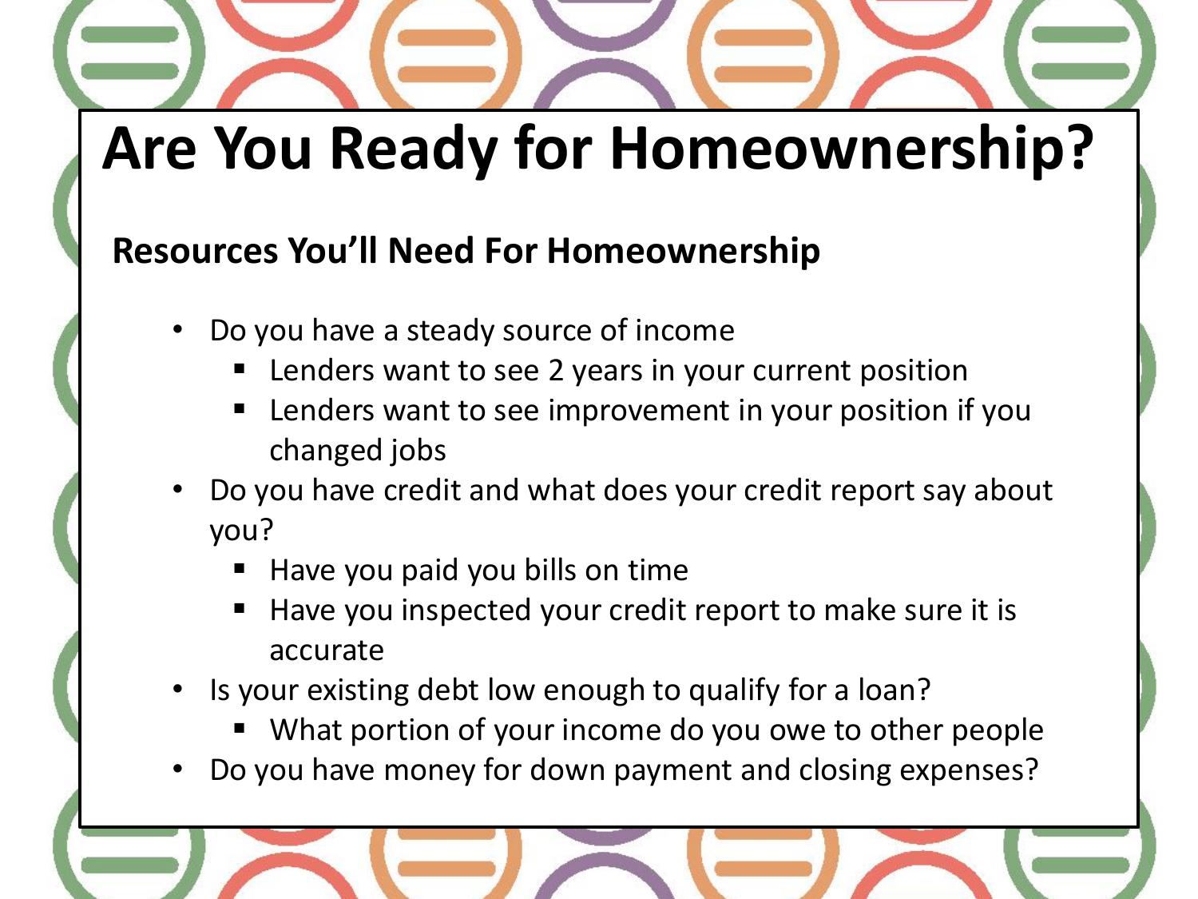# Are You Ready for Homeownership?

## Resources You'll Need For Homeownership

- Do you have a steady source of income
  - Lenders want to see 2 years in your current position
  - Lenders want to see improvement in your position if you changed jobs
- Do you have credit and what does your credit report say about you?
  - Have you paid you bills on time
  - Have you inspected your credit report to make sure it is accurate
- Is your existing debt low enough to qualify for a loan?
  - What portion of your income do you owe to other people
- Do you have money for down payment and closing expenses?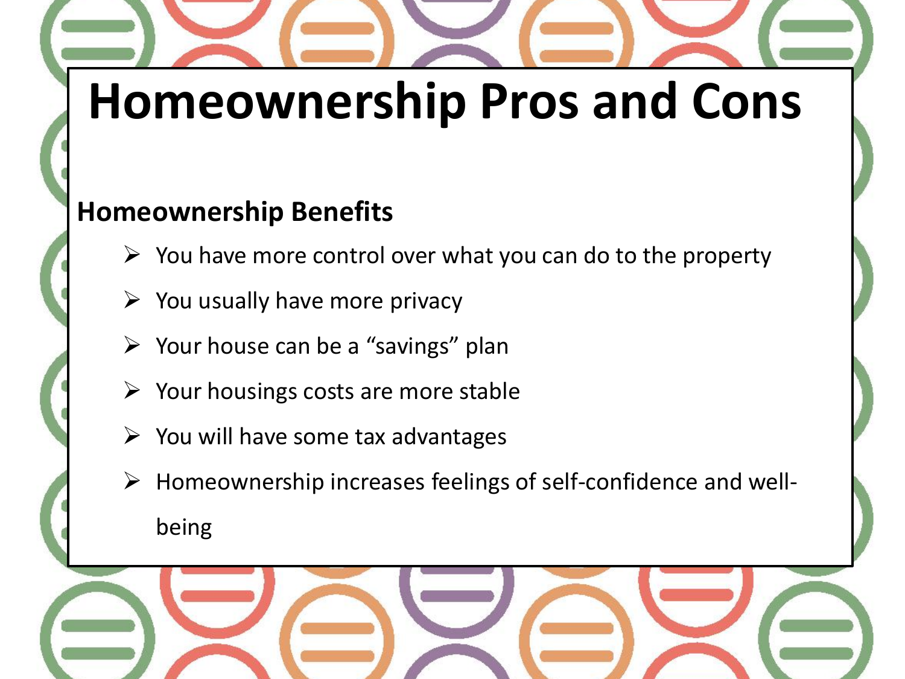# Homeownership Pros and Cons

**Homeownership Benefits**

- You have more control over what you can do to the property
- You usually have more privacy
- Your house can be a “savings” plan
- Your housings costs are more stable
- You will have some tax advantages
- Homeownership increases feelings of self-confidence and well-being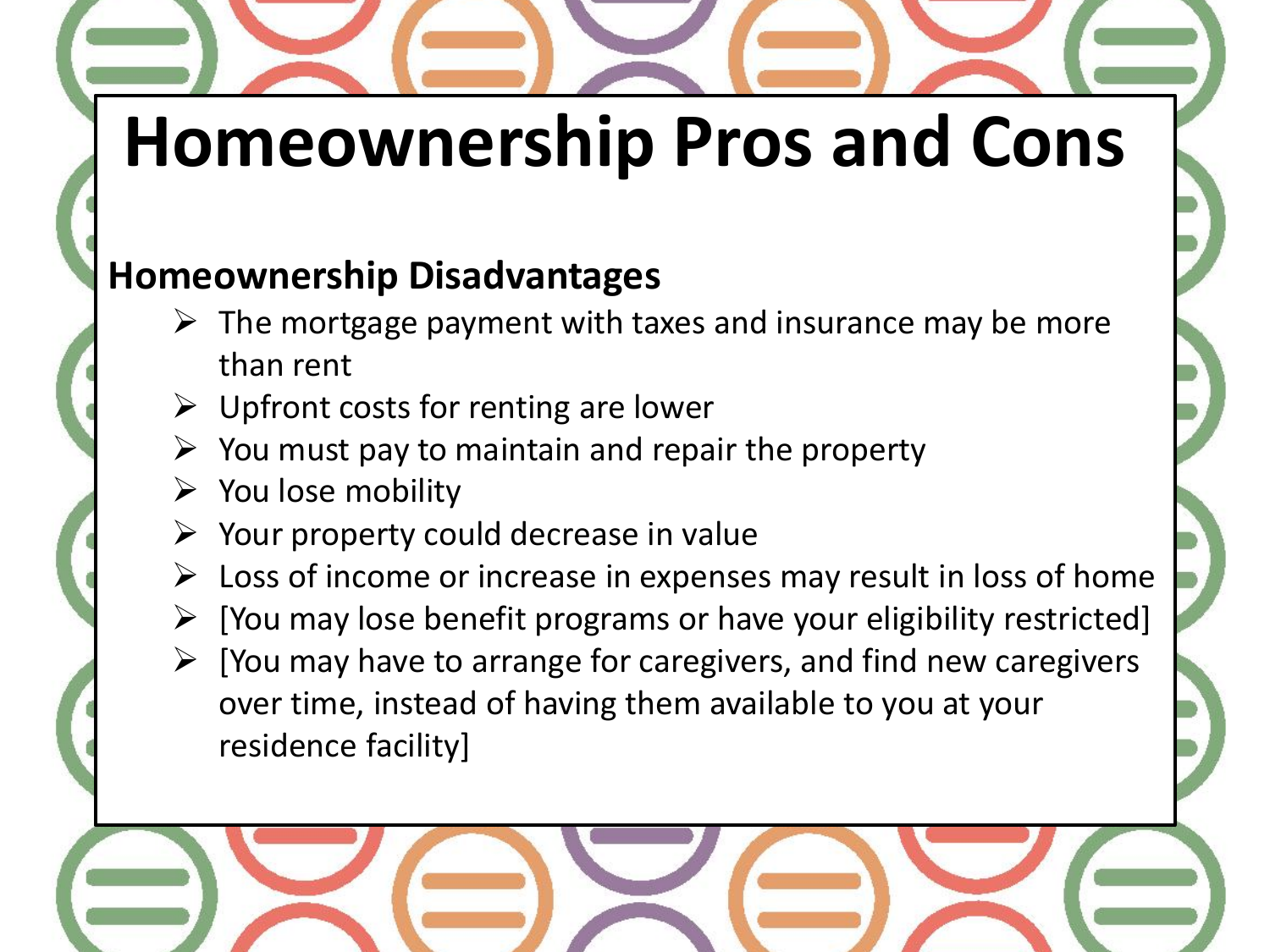# Homeownership Pros and Cons

## Homeownership Disadvantages

- The mortgage payment with taxes and insurance may be more than rent
- Upfront costs for renting are lower
- You must pay to maintain and repair the property
- You lose mobility
- Your property could decrease in value
- Loss of income or increase in expenses may result in loss of home
- [You may lose benefit programs or have your eligibility restricted]
- [You may have to arrange for caregivers, and find new caregivers over time, instead of having them available to you at your residence facility]